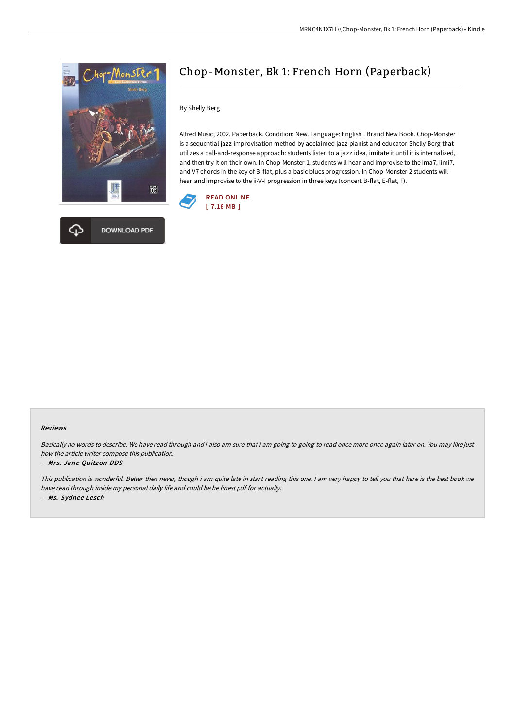# Chop-Monster, Bk 1: French Horn (Paperback)

By Shelly Berg

Alfred Music, 2002. Paperback. Condition: New. Language: English . Brand New Book. Chop-Monster is a sequential jazz improvisation method by acclaimed jazz pianist and educator Shelly Berg that utilizes a call-and-response approach: students listen to a jazz idea, imitate it until it is internalized, and then try it on their own. In Chop-Monster 1, students will hear and improvise to the Ima7, iimi7, and V7 chords in the key of B-flat, plus a basic blues progression. In Chop-Monster 2 students will hear and improvise to the ii-V-I progression in three keys (concert B-flat, E-flat, F).

READ ONLINE
[ 7.16 MB ]

DOWNLOAD PDF

## Reviews

*Basically no words to describe. We have read through and i also am sure that i am going to going to read once more once again later on. You may like just how the article writer compose this publication.*

-- *Mrs. Jane Quitzon DDS*

*This publication is wonderful. Better then never, though i am quite late in start reading this one. I am very happy to tell you that here is the best book we have read through inside my personal daily life and could be he finest pdf for actually.*

-- *Ms. Sydnee Lesch*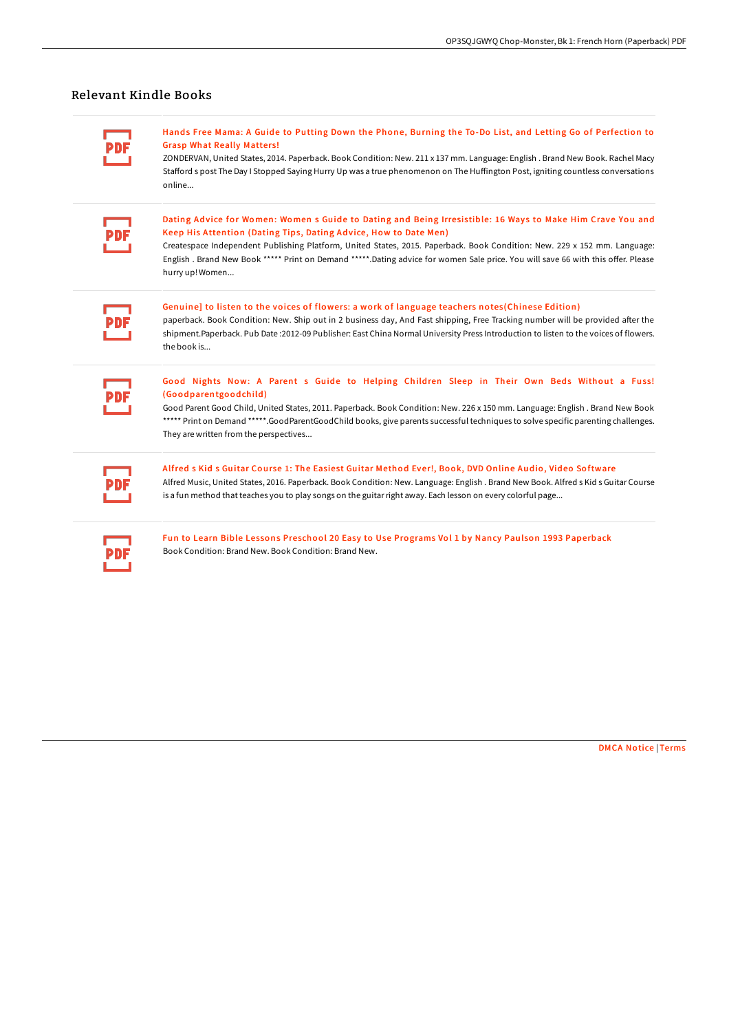## Relevant Kindle Books

**Hands Free Mama: A Guide to Putting Down the Phone, Burning the To-Do List, and Letting Go of Perfection to Grasp What Really Matters!**

ZONDERVAN, United States, 2014. Paperback. Book Condition: New. 211 x 137 mm. Language: English . Brand New Book. Rachel Macy Stafford s post The Day I Stopped Saying Hurry Up was a true phenomenon on The Huffington Post, igniting countless conversations online...

**Dating Advice for Women: Women s Guide to Dating and Being Irresistible: 16 Ways to Make Him Crave You and Keep His Attention (Dating Tips, Dating Advice, How to Date Men)**

Createspace Independent Publishing Platform, United States, 2015. Paperback. Book Condition: New. 229 x 152 mm. Language: English . Brand New Book ***** Print on Demand *****.Dating advice for women Sale price. You will save 66 with this offer. Please hurry up! Women...

**Genuine] to listen to the voices of flowers: a work of language teachers notes(Chinese Edition)**

paperback. Book Condition: New. Ship out in 2 business day, And Fast shipping, Free Tracking number will be provided after the shipment.Paperback. Pub Date :2012-09 Publisher: East China Normal University Press Introduction to listen to the voices of flowers. the book is...

**Good Nights Now: A Parent s Guide to Helping Children Sleep in Their Own Beds Without a Fuss! (Goodparentgoodchild)**

Good Parent Good Child, United States, 2011. Paperback. Book Condition: New. 226 x 150 mm. Language: English . Brand New Book ***** Print on Demand *****.GoodParentGoodChild books, give parents successful techniques to solve specific parenting challenges. They are written from the perspectives...

**Alfred s Kid s Guitar Course 1: The Easiest Guitar Method Ever!, Book, DVD Online Audio, Video Software**

Alfred Music, United States, 2016. Paperback. Book Condition: New. Language: English . Brand New Book. Alfred s Kid s Guitar Course is a fun method that teaches you to play songs on the guitar right away. Each lesson on every colorful page...

**Fun to Learn Bible Lessons Preschool 20 Easy to Use Programs Vol 1 by Nancy Paulson 1993 Paperback**

Book Condition: Brand New. Book Condition: Brand New.